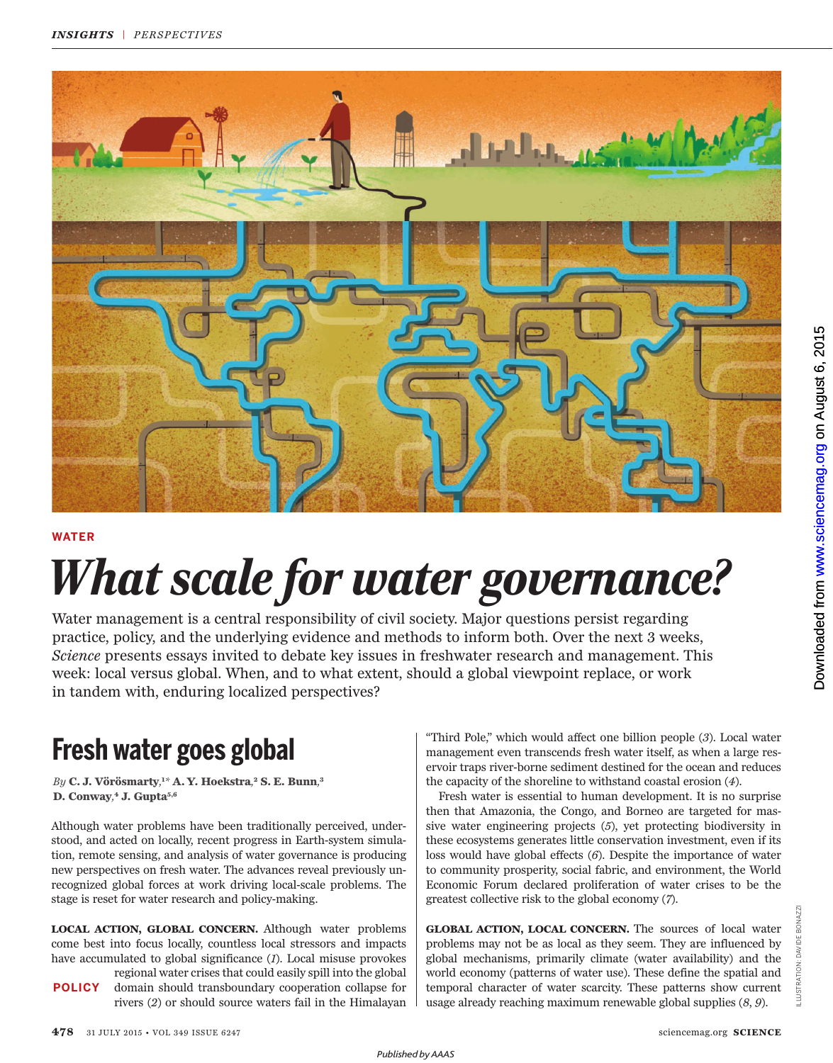WATER

# What scale for water governance?

Water management is a central responsibility of civil society. Major questions persist regarding practice, policy, and the underlying evidence and methods to inform both. Over the next 3 weeks, *Science* presents essays invited to debate key issues in freshwater research and management. This week: local versus global. When, and to what extent, should a global viewpoint replace, or work in tandem with, enduring localized perspectives?

## Fresh water goes global

*By* **C. J. Vörösmarty**,[1*] **A. Y. Hoekstra**,[2] **S. E. Bunn**,[3] **D. Conway**,[4] **J. Gupta**[5,6]

Although water problems have been traditionally perceived, understood, and acted on locally, recent progress in Earth-system simulation, remote sensing, and analysis of water governance is producing new perspectives on fresh water. The advances reveal previously unrecognized global forces at work driving local-scale problems. The stage is reset for water research and policy-making.

POLICY

**LOCAL ACTION, GLOBAL CONCERN.** Although water problems come best into focus locally, countless local stressors and impacts have accumulated to global significance (*1*). Local misuse provokes regional water crises that could easily spill into the global domain should transboundary cooperation collapse for rivers (*2*) or should source waters fail in the Himalayan "Third Pole," which would affect one billion people (*3*). Local water management even transcends fresh water itself, as when a large reservoir traps river-borne sediment destined for the ocean and reduces the capacity of the shoreline to withstand coastal erosion (*4*).

Fresh water is essential to human development. It is no surprise then that Amazonia, the Congo, and Borneo are targeted for massive water engineering projects (*5*), yet protecting biodiversity in these ecosystems generates little conservation investment, even if its loss would have global effects (*6*). Despite the importance of water to community prosperity, social fabric, and environment, the World Economic Forum declared proliferation of water crises to be the greatest collective risk to the global economy (*7*).

**GLOBAL ACTION, LOCAL CONCERN.** The sources of local water problems may not be as local as they seem. They are influenced by global mechanisms, primarily climate (water availability) and the world economy (patterns of water use). These define the spatial and temporal character of water scarcity. These patterns show current usage already reaching maximum renewable global supplies (*8*, *9*).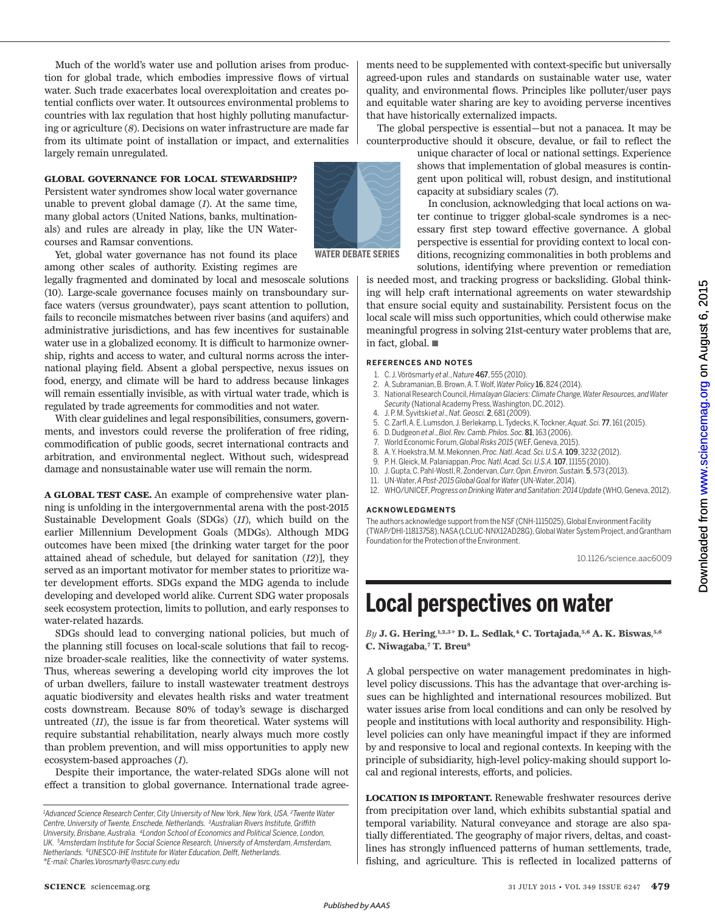Much of the world's water use and pollution arises from production for global trade, which embodies impressive flows of virtual water. Such trade exacerbates local overexploitation and creates potential conflicts over water. It outsources environmental problems to countries with lax regulation that host highly polluting manufacturing or agriculture (*8*). Decisions on water infrastructure are made far from its ultimate point of installation or impact, and externalities largely remain unregulated.

**GLOBAL GOVERNANCE FOR LOCAL STEWARDSHIP?** Persistent water syndromes show local water governance unable to prevent global damage (*1*). At the same time, many global actors (United Nations, banks, multinationals) and rules are already in play, like the UN Watercourses and Ramsar conventions.

WATER DEBATE SERIES

Yet, global water governance has not found its place among other scales of authority. Existing regimes are legally fragmented and dominated by local and mesoscale solutions (10). Large-scale governance focuses mainly on transboundary surface waters (versus groundwater), pays scant attention to pollution, fails to reconcile mismatches between river basins (and aquifers) and administrative jurisdictions, and has few incentives for sustainable water use in a globalized economy. It is difficult to harmonize ownership, rights and access to water, and cultural norms across the international playing field. Absent a global perspective, nexus issues on food, energy, and climate will be hard to address because linkages will remain essentially invisible, as with virtual water trade, which is regulated by trade agreements for commodities and not water.

With clear guidelines and legal responsibilities, consumers, governments, and investors could reverse the proliferation of free riding, commodification of public goods, secret international contracts and arbitration, and environmental neglect. Without such, widespread damage and nonsustainable water use will remain the norm.

**A GLOBAL TEST CASE.** An example of comprehensive water planning is unfolding in the intergovernmental arena with the post-2015 Sustainable Development Goals (SDGs) (*11*), which build on the earlier Millennium Development Goals (MDGs). Although MDG outcomes have been mixed [the drinking water target for the poor attained ahead of schedule, but delayed for sanitation (*12*)], they served as an important motivator for member states to prioritize water development efforts. SDGs expand the MDG agenda to include developing and developed world alike. Current SDG water proposals seek ecosystem protection, limits to pollution, and early responses to water-related hazards.

SDGs should lead to converging national policies, but much of the planning still focuses on local-scale solutions that fail to recognize broader-scale realities, like the connectivity of water systems. Thus, whereas sewering a developing world city improves the lot of urban dwellers, failure to install wastewater treatment destroys aquatic biodiversity and elevates health risks and water treatment costs downstream. Because 80% of today's sewage is discharged untreated (*11*), the issue is far from theoretical. Water systems will require substantial rehabilitation, nearly always much more costly than problem prevention, and will miss opportunities to apply new ecosystem-based approaches (*1*).

Despite their importance, the water-related SDGs alone will not effect a transition to global governance. International trade agreements need to be supplemented with context-specific but universally agreed-upon rules and standards on sustainable water use, water quality, and environmental flows. Principles like polluter/user pays and equitable water sharing are key to avoiding perverse incentives that have historically externalized impacts.

The global perspective is essential—but not a panacea. It may be counterproductive should it obscure, devalue, or fail to reflect the unique character of local or national settings. Experience shows that implementation of global measures is contingent upon political will, robust design, and institutional capacity at subsidiary scales (*7*).

In conclusion, acknowledging that local actions on water continue to trigger global-scale syndromes is a necessary first step toward effective governance. A global perspective is essential for providing context to local conditions, recognizing commonalities in both problems and solutions, identifying where prevention or remediation is needed most, and tracking progress or backsliding. Global thinking will help craft international agreements on water stewardship that ensure social equity and sustainability. Persistent focus on the local scale will miss such opportunities, which could otherwise make meaningful progress in solving 21st-century water problems that are, in fact, global. ■

[1]Advanced Science Research Center, City University of New York, New York, USA. [2]Twente Water Centre, University of Twente, Enschede, Netherlands. [3]Australian Rivers Institute, Griffith University, Brisbane, Australia. [4]London School of Economics and Political Science, London, UK. [5]Amsterdam Institute for Social Science Research, University of Amsterdam, Amsterdam, Netherlands. [6]UNESCO-IHE Institute for Water Education, Delft, Netherlands. *E-mail: Charles.Vorosmarty@asrc.cuny.edu

#### REFERENCES AND NOTES

1. C. J. Vörösmarty *et al.*, *Nature* **467**, 555 (2010).
2. A. Subramanian, B. Brown, A. T. Wolf, *Water Policy* **16**, 824 (2014).
3. National Research Council, *Himalayan Glaciers: Climate Change, Water Resources, and Water Security* (National Academy Press, Washington, DC, 2012).
4. J. P. M. Syvitski *et al.*, *Nat. Geosci.* **2**, 681 (2009).
5. C. Zarfl, A. E. Lumsdon, J. Berlekamp, L. Tydecks, K. Tockner, *Aquat. Sci.* **77**, 161 (2015).
6. D. Dudgeon *et al.*, *Biol. Rev. Camb. Philos. Soc.* **81**, 163 (2006).
7. World Economic Forum, *Global Risks 2015* (WEF, Geneva, 2015).
8. A. Y. Hoekstra, M. M. Mekonnen, *Proc. Natl. Acad. Sci. U.S.A.* **109**, 3232 (2012).
9. P. H. Gleick, M. Palaniappan, *Proc. Natl. Acad. Sci. U.S.A.* **107**, 11155 (2010).
10. J. Gupta, C. Pahl-Wostl, R. Zondervan, *Curr. Opin. Environ. Sustain.* **5**, 573 (2013).
11. UN-Water, *A Post-2015 Global Goal for Water* (UN-Water, 2014).
12. WHO/UNICEF, *Progress on Drinking Water and Sanitation: 2014 Update* (WHO, Geneva, 2012).

#### ACKNOWLEDGMENTS

The authors acknowledge support from the NSF (CNH-1115025), Global Environment Facility (TWAP/DHI-11813758), NASA (LCLUC-NNX12AD28G), Global Water System Project, and Grantham Foundation for the Protection of the Environment.

10.1126/science.aac6009

# Local perspectives on water

*By* **J. G. Hering**,[1,2,3]* **D. L. Sedlak**,[4] **C. Tortajada**,[5,6] **A. K. Biswas**,[5,6] **C. Niwagaba**,[7] **T. Breu**[8]

A global perspective on water management predominates in high-level policy discussions. This has the advantage that over-arching issues can be highlighted and international resources mobilized. But water issues arise from local conditions and can only be resolved by people and institutions with local authority and responsibility. High-level policies can only have meaningful impact if they are informed by and responsive to local and regional contexts. In keeping with the principle of subsidiarity, high-level policy-making should support local and regional interests, efforts, and policies.

**LOCATION IS IMPORTANT.** Renewable freshwater resources derive from precipitation over land, which exhibits substantial spatial and temporal variability. Natural conveyance and storage are also spatially differentiated. The geography of major rivers, deltas, and coastlines has strongly influenced patterns of human settlements, trade, fishing, and agriculture. This is reflected in localized patterns of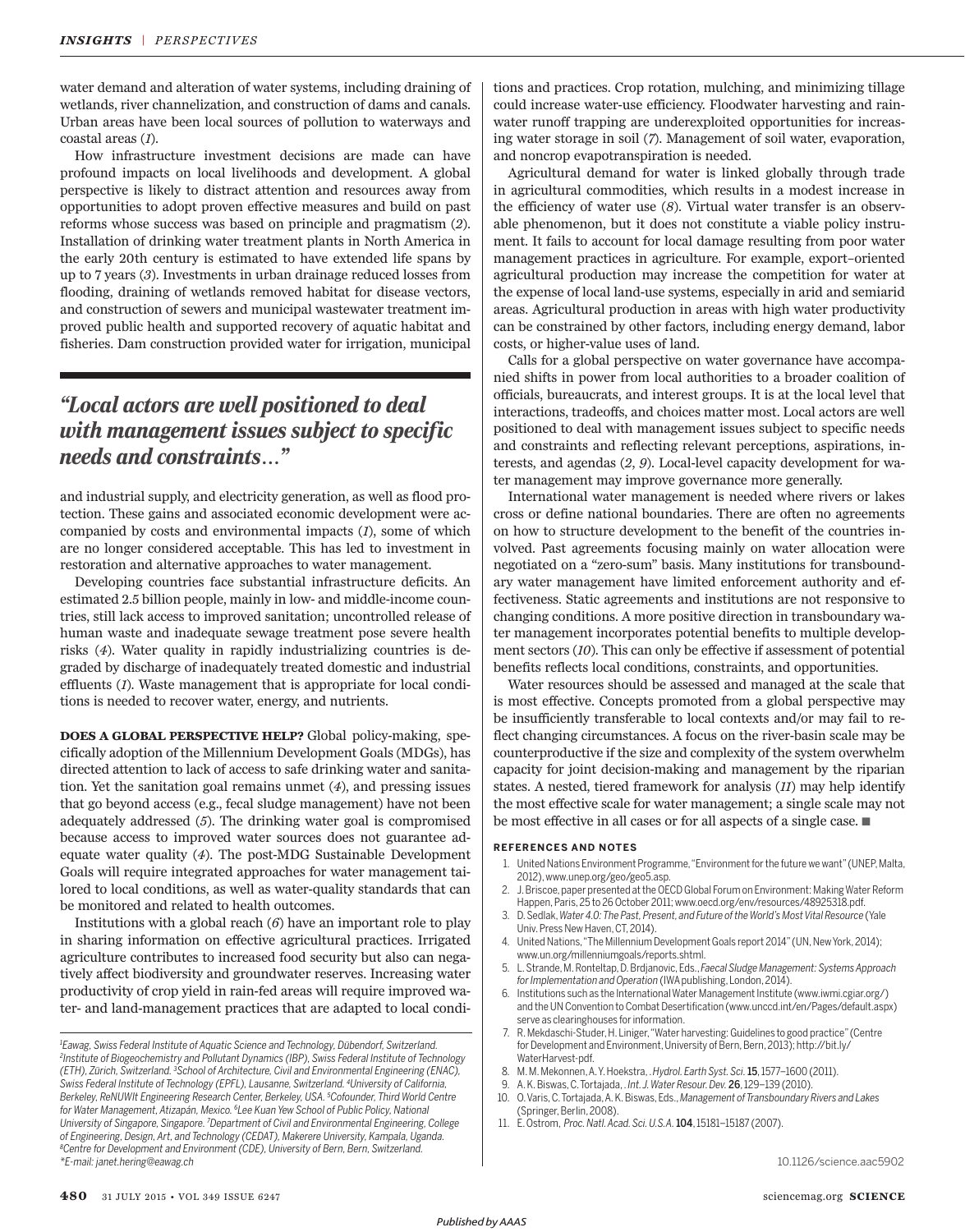water demand and alteration of water systems, including draining of wetlands, river channelization, and construction of dams and canals. Urban areas have been local sources of pollution to waterways and coastal areas (*1*).

How infrastructure investment decisions are made can have profound impacts on local livelihoods and development. A global perspective is likely to distract attention and resources away from opportunities to adopt proven effective measures and build on past reforms whose success was based on principle and pragmatism (*2*). Installation of drinking water treatment plants in North America in the early 20th century is estimated to have extended life spans by up to 7 years (*3*). Investments in urban drainage reduced losses from flooding, draining of wetlands removed habitat for disease vectors, and construction of sewers and municipal wastewater treatment improved public health and supported recovery of aquatic habitat and fisheries. Dam construction provided water for irrigation, municipal and industrial supply, and electricity generation, as well as flood protection. These gains and associated economic development were accompanied by costs and environmental impacts (*1*), some of which are no longer considered acceptable. This has led to investment in restoration and alternative approaches to water management.

> ***"Local actors are well positioned to deal with management issues subject to specific needs and constraints…"***

Developing countries face substantial infrastructure deficits. An estimated 2.5 billion people, mainly in low- and middle-income countries, still lack access to improved sanitation; uncontrolled release of human waste and inadequate sewage treatment pose severe health risks (*4*). Water quality in rapidly industrializing countries is degraded by discharge of inadequately treated domestic and industrial effluents (*1*). Waste management that is appropriate for local conditions is needed to recover water, energy, and nutrients.

**DOES A GLOBAL PERSPECTIVE HELP?** Global policy-making, specifically adoption of the Millennium Development Goals (MDGs), has directed attention to lack of access to safe drinking water and sanitation. Yet the sanitation goal remains unmet (*4*), and pressing issues that go beyond access (e.g., fecal sludge management) have not been adequately addressed (*5*). The drinking water goal is compromised because access to improved water sources does not guarantee adequate water quality (*4*). The post-MDG Sustainable Development Goals will require integrated approaches for water management tailored to local conditions, as well as water-quality standards that can be monitored and related to health outcomes.

Institutions with a global reach (*6*) have an important role to play in sharing information on effective agricultural practices. Irrigated agriculture contributes to increased food security but also can negatively affect biodiversity and groundwater reserves. Increasing water productivity of crop yield in rain-fed areas will require improved water- and land-management practices that are adapted to local conditions and practices. Crop rotation, mulching, and minimizing tillage could increase water-use efficiency. Floodwater harvesting and rainwater runoff trapping are underexploited opportunities for increasing water storage in soil (*7*). Management of soil water, evaporation, and noncrop evapotranspiration is needed.

Agricultural demand for water is linked globally through trade in agricultural commodities, which results in a modest increase in the efficiency of water use (*8*). Virtual water transfer is an observable phenomenon, but it does not constitute a viable policy instrument. It fails to account for local damage resulting from poor water management practices in agriculture. For example, export–oriented agricultural production may increase the competition for water at the expense of local land-use systems, especially in arid and semiarid areas. Agricultural production in areas with high water productivity can be constrained by other factors, including energy demand, labor costs, or higher-value uses of land.

Calls for a global perspective on water governance have accompanied shifts in power from local authorities to a broader coalition of officials, bureaucrats, and interest groups. It is at the local level that interactions, tradeoffs, and choices matter most. Local actors are well positioned to deal with management issues subject to specific needs and constraints and reflecting relevant perceptions, aspirations, interests, and agendas (*2, 9*). Local-level capacity development for water management may improve governance more generally.

International water management is needed where rivers or lakes cross or define national boundaries. There are often no agreements on how to structure development to the benefit of the countries involved. Past agreements focusing mainly on water allocation were negotiated on a "zero-sum" basis. Many institutions for transboundary water management have limited enforcement authority and effectiveness. Static agreements and institutions are not responsive to changing conditions. A more positive direction in transboundary water management incorporates potential benefits to multiple development sectors (*10*). This can only be effective if assessment of potential benefits reflects local conditions, constraints, and opportunities.

Water resources should be assessed and managed at the scale that is most effective. Concepts promoted from a global perspective may be insufficiently transferable to local contexts and/or may fail to reflect changing circumstances. A focus on the river-basin scale may be counterproductive if the size and complexity of the system overwhelm capacity for joint decision-making and management by the riparian states. A nested, tiered framework for analysis (*11*) may help identify the most effective scale for water management; a single scale may not be most effective in all cases or for all aspects of a single case. ■

#### REFERENCES AND NOTES

1. United Nations Environment Programme, "Environment for the future we want" (UNEP, Malta, 2012), www.unep.org/geo/geo5.asp.
2. J. Briscoe, paper presented at the OECD Global Forum on Environment: Making Water Reform Happen, Paris, 25 to 26 October 2011; www.oecd.org/env/resources/48925318.pdf.
3. D. Sedlak, *Water 4.0: The Past, Present, and Future of the World's Most Vital Resource* (Yale Univ. Press New Haven, CT, 2014).
4. United Nations, "The Millennium Development Goals report 2014" (UN, New York, 2014); www.un.org/millenniumgoals/reports.shtml.
5. L. Strande, M. Ronteltap, D. Brdjanovic, Eds., *Faecal Sludge Management: Systems Approach for Implementation and Operation* (IWA publishing, London, 2014).
6. Institutions such as the International Water Management Institute (www.iwmi.cgiar.org/) and the UN Convention to Combat Desertification (www.unccd.int/en/Pages/default.aspx) serve as clearinghouses for information.
7. R. Mekdaschi-Studer, H. Liniger, "Water harvesting: Guidelines to good practice" (Centre for Development and Environment, University of Bern, Bern, 2013); http://bit.ly/WaterHarvest-pdf.
8. M. M. Mekonnen, A. Y. Hoekstra, . *Hydrol. Earth Syst. Sci.* **15**, 1577–1600 (2011).
9. A. K. Biswas, C. Tortajada, . *Int. J. Water Resour. Dev.* **26**, 129–139 (2010).
10. O. Varis, C. Tortajada, A. K. Biswas, Eds., *Management of Transboundary Rivers and Lakes* (Springer, Berlin, 2008).
11. E. Ostrom, *Proc. Natl. Acad. Sci. U.S.A.* **104**, 15181–15187 (2007).

*[1]Eawag, Swiss Federal Institute of Aquatic Science and Technology, Dübendorf, Switzerland. [2]Institute of Biogeochemistry and Pollutant Dynamics (IBP), Swiss Federal Institute of Technology (ETH), Zürich, Switzerland. [3]School of Architecture, Civil and Environmental Engineering (ENAC), Swiss Federal Institute of Technology (EPFL), Lausanne, Switzerland. [4]University of California, Berkeley, ReNUWIt Engineering Research Center, Berkeley, USA. [5]Cofounder, Third World Centre for Water Management, Atizapán, Mexico. [6]Lee Kuan Yew School of Public Policy, National University of Singapore, Singapore. [7]Department of Civil and Environmental Engineering, College of Engineering, Design, Art, and Technology (CEDAT), Makerere University, Kampala, Uganda. [8]Centre for Development and Environment (CDE), University of Bern, Bern, Switzerland. \*E-mail: janet.hering@eawag.ch*

10.1126/science.aac5902